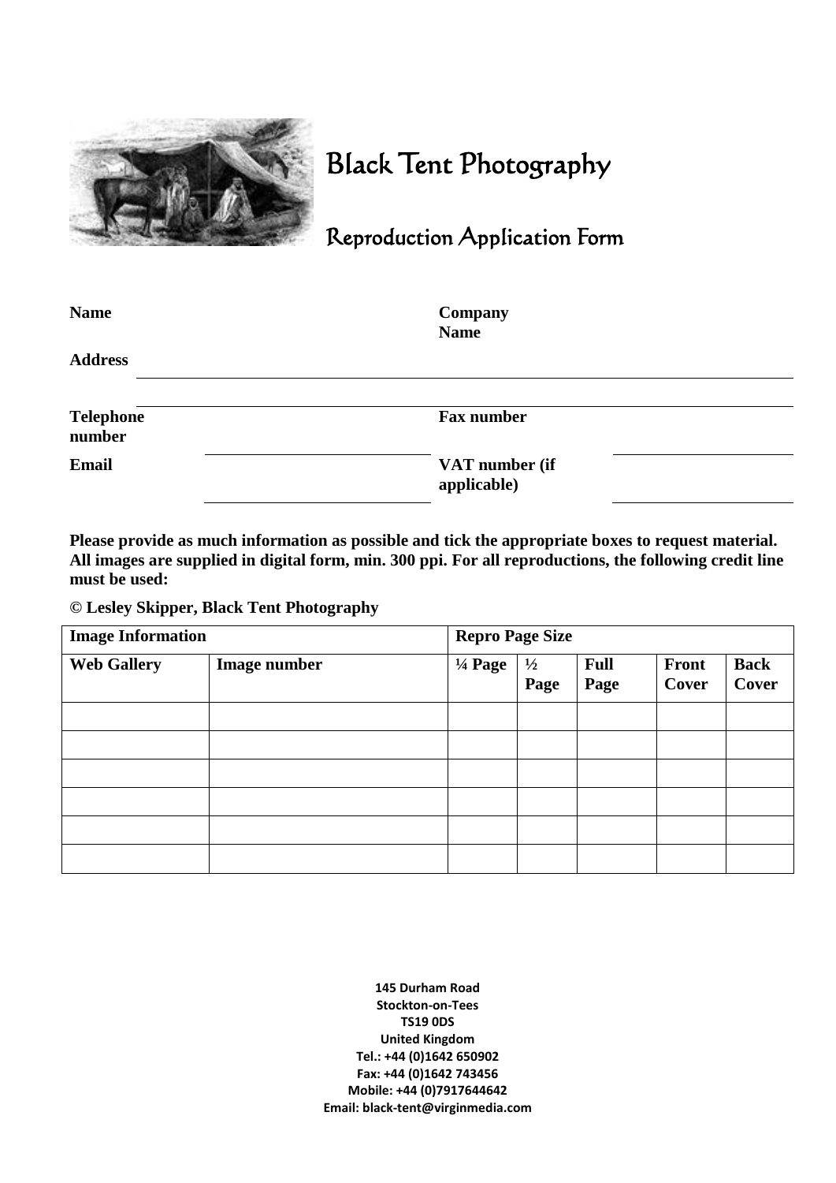# Black Tent Photography

## Reproduction Application Form

**Name** | **Company Name**

**Address**

**Telephone number** | **Fax number**

**Email** | **VAT number (if applicable)**

**Please provide as much information as possible and tick the appropriate boxes to request material. All images are supplied in digital form, min. 300 ppi. For all reproductions, the following credit line must be used:**

**© Lesley Skipper, Black Tent Photography**

| **Image Information** | | **Repro Page Size** | | | | |
|---|---|---|---|---|---|---|
| **Web Gallery** | **Image number** | **¼ Page** | **½ Page** | **Full Page** | **Front Cover** | **Back Cover** |
| | | | | | | |
| | | | | | | |
| | | | | | | |
| | | | | | | |
| | | | | | | |
| | | | | | | |

**145 Durham Road**
**Stockton-on-Tees**
**TS19 0DS**
**United Kingdom**
**Tel.: +44 (0)1642 650902**
**Fax: +44 (0)1642 743456**
**Mobile: +44 (0)7917644642**
**Email: black-tent@virginmedia.com**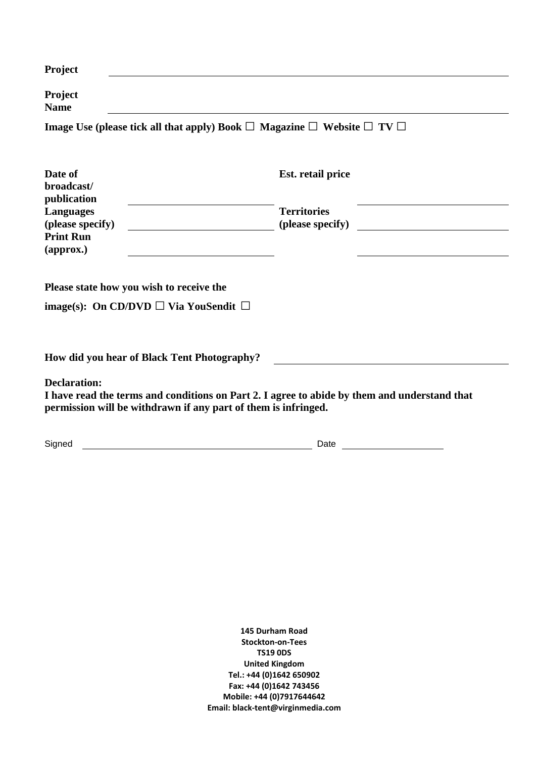**Project** \_\_\_\_\_\_\_\_\_\_\_\_\_\_\_\_\_\_\_\_\_\_\_\_\_\_\_\_\_\_\_\_\_\_\_\_\_\_\_\_

**Project Name** \_\_\_\_\_\_\_\_\_\_\_\_\_\_\_\_\_\_\_\_\_\_\_\_\_\_\_\_\_\_\_\_\_\_\_\_\_\_\_\_

**Image Use (please tick all that apply) Book ☐ Magazine ☐ Website ☐ TV ☐**

| | | | |
|---|---|---|---|
| **Date of broadcast/ publication** | | **Est. retail price** | |
| **Languages (please specify)** | | **Territories (please specify)** | |
| **Print Run (approx.)** | | | |

**Please state how you wish to receive the image(s): On CD/DVD ☐ Via YouSendit ☐**

**How did you hear of Black Tent Photography?** \_\_\_\_\_\_\_\_\_\_\_\_\_\_\_\_\_\_\_\_\_\_\_\_\_\_\_\_

**Declaration:**
**I have read the terms and conditions on Part 2. I agree to abide by them and understand that permission will be withdrawn if any part of them is infringed.**

Signed \_\_\_\_\_\_\_\_\_\_\_\_\_\_\_\_\_\_\_\_\_\_\_\_\_\_\_\_\_\_ Date \_\_\_\_\_\_\_\_\_\_\_\_\_\_\_\_

**145 Durham Road**
**Stockton-on-Tees**
**TS19 0DS**
**United Kingdom**
**Tel.: +44 (0)1642 650902**
**Fax: +44 (0)1642 743456**
**Mobile: +44 (0)7917644642**
**Email: black-tent@virginmedia.com**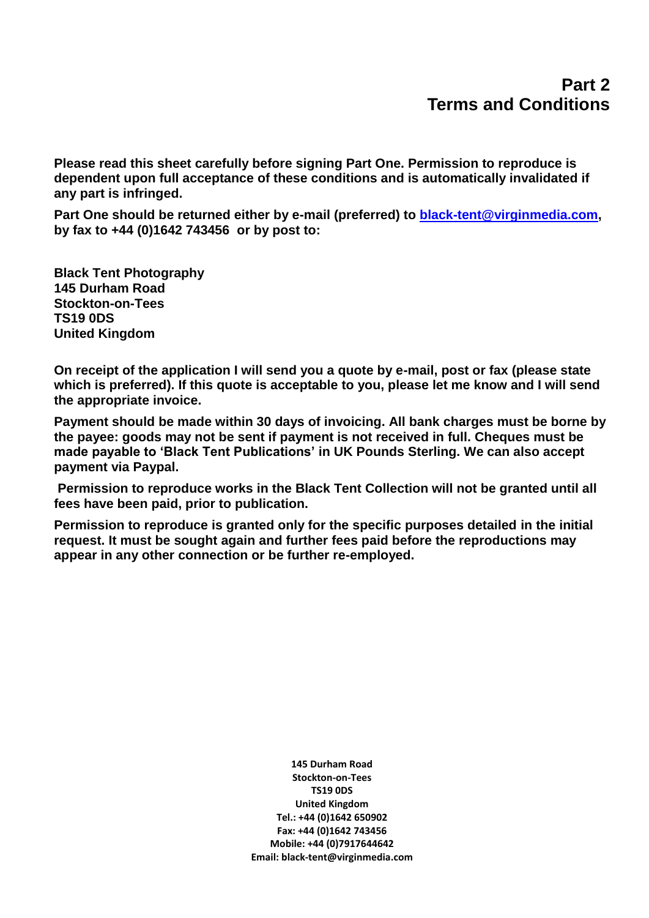# Part 2
# Terms and Conditions

**Please read this sheet carefully before signing Part One. Permission to reproduce is dependent upon full acceptance of these conditions and is automatically invalidated if any part is infringed.**

**Part One should be returned either by e-mail (preferred) to black-tent@virginmedia.com, by fax to +44 (0)1642 743456 or by post to:**

**Black Tent Photography**
**145 Durham Road**
**Stockton-on-Tees**
**TS19 0DS**
**United Kingdom**

**On receipt of the application I will send you a quote by e-mail, post or fax (please state which is preferred). If this quote is acceptable to you, please let me know and I will send the appropriate invoice.**

**Payment should be made within 30 days of invoicing. All bank charges must be borne by the payee: goods may not be sent if payment is not received in full. Cheques must be made payable to 'Black Tent Publications' in UK Pounds Sterling. We can also accept payment via Paypal.**

**Permission to reproduce works in the Black Tent Collection will not be granted until all fees have been paid, prior to publication.**

**Permission to reproduce is granted only for the specific purposes detailed in the initial request. It must be sought again and further fees paid before the reproductions may appear in any other connection or be further re-employed.**

**145 Durham Road**
**Stockton-on-Tees**
**TS19 0DS**
**United Kingdom**
**Tel.: +44 (0)1642 650902**
**Fax: +44 (0)1642 743456**
**Mobile: +44 (0)7917644642**
**Email: black-tent@virginmedia.com**